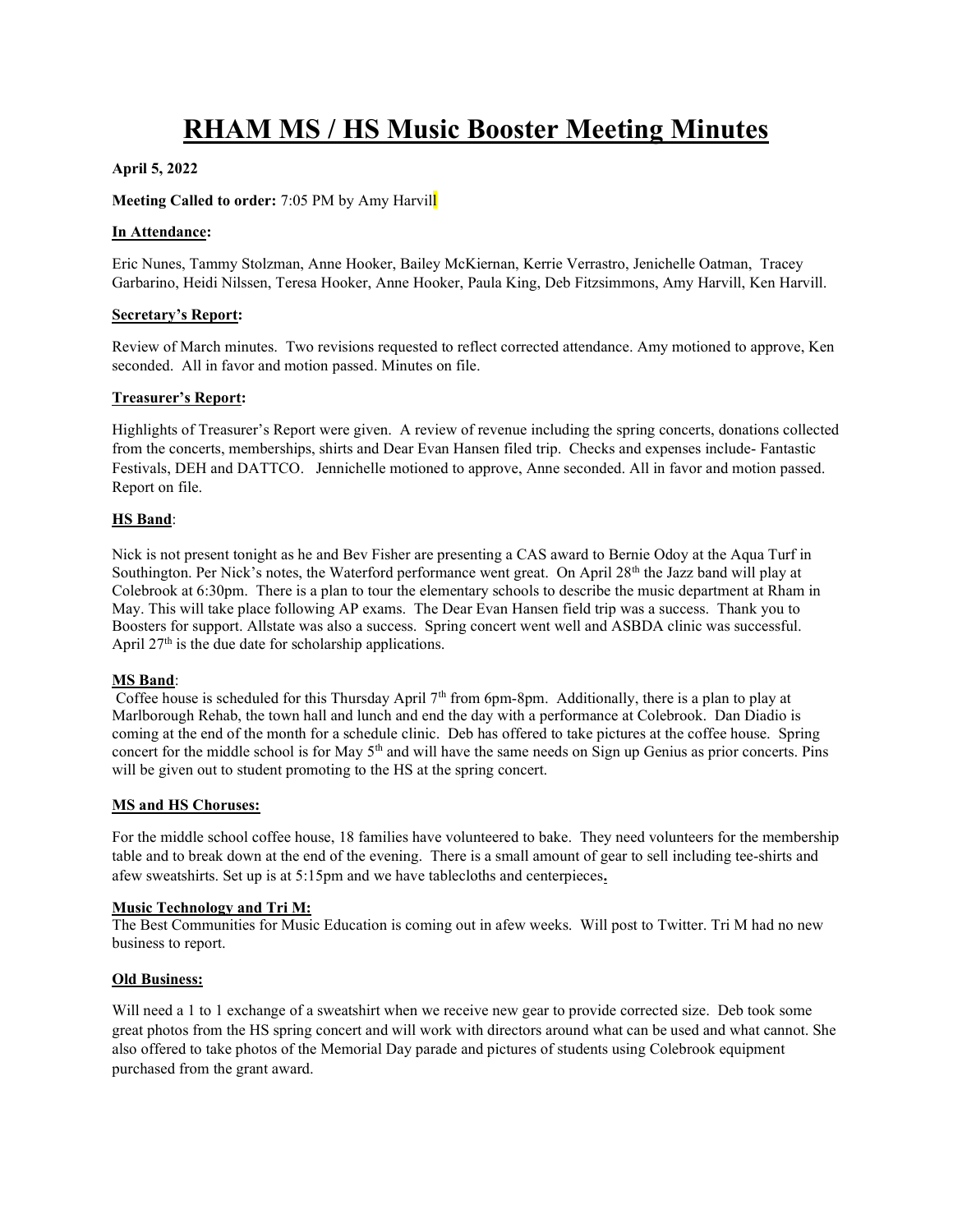# RHAM MS / HS Music Booster Meeting Minutes

**April 5, 2022**

**Meeting Called to order:** 7:05 PM by Amy Harvill

**In Attendance:**

Eric Nunes, Tammy Stolzman, Anne Hooker, Bailey McKiernan, Kerrie Verrastro, Jenichelle Oatman, Tracey Garbarino, Heidi Nilssen, Teresa Hooker, Anne Hooker, Paula King, Deb Fitzsimmons, Amy Harvill, Ken Harvill.

**Secretary's Report:**

Review of March minutes. Two revisions requested to reflect corrected attendance. Amy motioned to approve, Ken seconded. All in favor and motion passed. Minutes on file.

**Treasurer's Report:**

Highlights of Treasurer's Report were given. A review of revenue including the spring concerts, donations collected from the concerts, memberships, shirts and Dear Evan Hansen filed trip. Checks and expenses include- Fantastic Festivals, DEH and DATTCO. Jennichelle motioned to approve, Anne seconded. All in favor and motion passed. Report on file.

**HS Band:**

Nick is not present tonight as he and Bev Fisher are presenting a CAS award to Bernie Odoy at the Aqua Turf in Southington. Per Nick's notes, the Waterford performance went great. On April 28th the Jazz band will play at Colebrook at 6:30pm. There is a plan to tour the elementary schools to describe the music department at Rham in May. This will take place following AP exams. The Dear Evan Hansen field trip was a success. Thank you to Boosters for support. Allstate was also a success. Spring concert went well and ASBDA clinic was successful. April 27th is the due date for scholarship applications.

**MS Band:**

Coffee house is scheduled for this Thursday April 7th from 6pm-8pm. Additionally, there is a plan to play at Marlborough Rehab, the town hall and lunch and end the day with a performance at Colebrook. Dan Diadio is coming at the end of the month for a schedule clinic. Deb has offered to take pictures at the coffee house. Spring concert for the middle school is for May 5th and will have the same needs on Sign up Genius as prior concerts. Pins will be given out to student promoting to the HS at the spring concert.

**MS and HS Choruses:**

For the middle school coffee house, 18 families have volunteered to bake. They need volunteers for the membership table and to break down at the end of the evening. There is a small amount of gear to sell including tee-shirts and afew sweatshirts. Set up is at 5:15pm and we have tablecloths and centerpieces.

**Music Technology and Tri M:**

The Best Communities for Music Education is coming out in afew weeks. Will post to Twitter. Tri M had no new business to report.

**Old Business:**

Will need a 1 to 1 exchange of a sweatshirt when we receive new gear to provide corrected size. Deb took some great photos from the HS spring concert and will work with directors around what can be used and what cannot. She also offered to take photos of the Memorial Day parade and pictures of students using Colebrook equipment purchased from the grant award.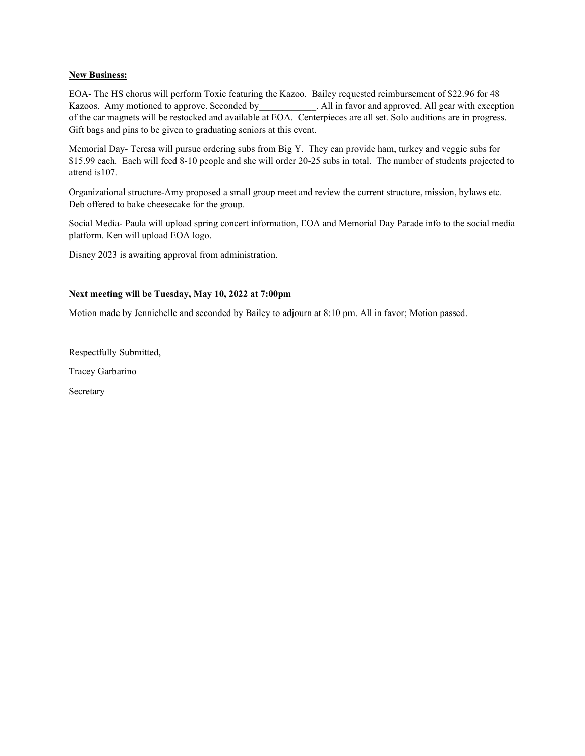**New Business:**

EOA- The HS chorus will perform Toxic featuring the Kazoo. Bailey requested reimbursement of $22.96 for 48 Kazoos. Amy motioned to approve. Seconded by____________. All in favor and approved. All gear with exception of the car magnets will be restocked and available at EOA. Centerpieces are all set. Solo auditions are in progress. Gift bags and pins to be given to graduating seniors at this event.

Memorial Day- Teresa will pursue ordering subs from Big Y. They can provide ham, turkey and veggie subs for $15.99 each. Each will feed 8-10 people and she will order 20-25 subs in total. The number of students projected to attend is107.

Organizational structure-Amy proposed a small group meet and review the current structure, mission, bylaws etc. Deb offered to bake cheesecake for the group.

Social Media- Paula will upload spring concert information, EOA and Memorial Day Parade info to the social media platform. Ken will upload EOA logo.

Disney 2023 is awaiting approval from administration.

**Next meeting will be Tuesday, May 10, 2022 at 7:00pm**

Motion made by Jennichelle and seconded by Bailey to adjourn at 8:10 pm. All in favor; Motion passed.

Respectfully Submitted,

Tracey Garbarino

Secretary